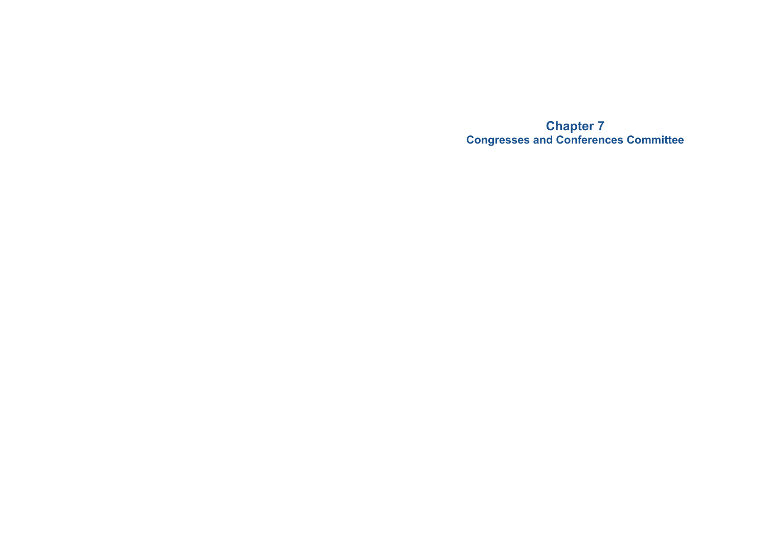# Chapter 7
## Congresses and Conferences Committee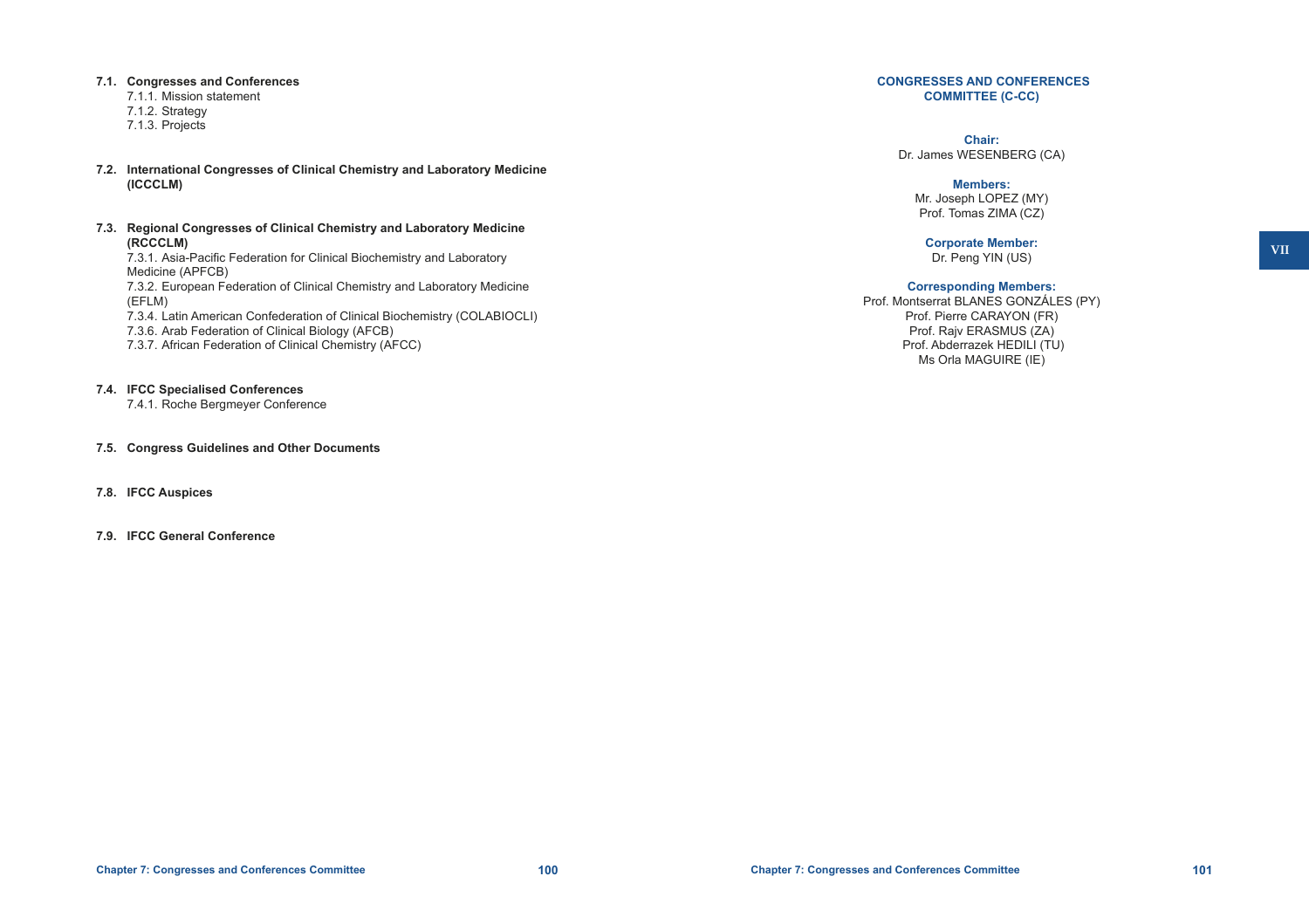**7.1. Congresses and Conferences**

- 7.1.1. Mission statement
- 7.1.2. Strategy
- 7.1.3. Projects

**7.2. International Congresses of Clinical Chemistry and Laboratory Medicine (ICCCLM)**

**7.3. Regional Congresses of Clinical Chemistry and Laboratory Medicine (RCCCLM)**

- 7.3.1. Asia-Pacific Federation for Clinical Biochemistry and Laboratory Medicine (APFCB)
- 7.3.2. European Federation of Clinical Chemistry and Laboratory Medicine (EFLM)
- 7.3.4. Latin American Confederation of Clinical Biochemistry (COLABIOCLI)
- 7.3.6. Arab Federation of Clinical Biology (AFCB)
- 7.3.7. African Federation of Clinical Chemistry (AFCC)

**7.4. IFCC Specialised Conferences**

- 7.4.1. Roche Bergmeyer Conference

**7.5. Congress Guidelines and Other Documents**

**7.8. IFCC Auspices**

**7.9. IFCC General Conference**

## CONGRESSES AND CONFERENCES COMMITTEE (C-CC)

**Chair:**
Dr. James WESENBERG (CA)

**Members:**
Mr. Joseph LOPEZ (MY)
Prof. Tomas ZIMA (CZ)

**Corporate Member:**
Dr. Peng YIN (US)

**Corresponding Members:**
Prof. Montserrat BLANES GONZÁLES (PY)
Prof. Pierre CARAYON (FR)
Prof. Rajv ERASMUS (ZA)
Prof. Abderrazek HEDILI (TU)
Ms Orla MAGUIRE (IE)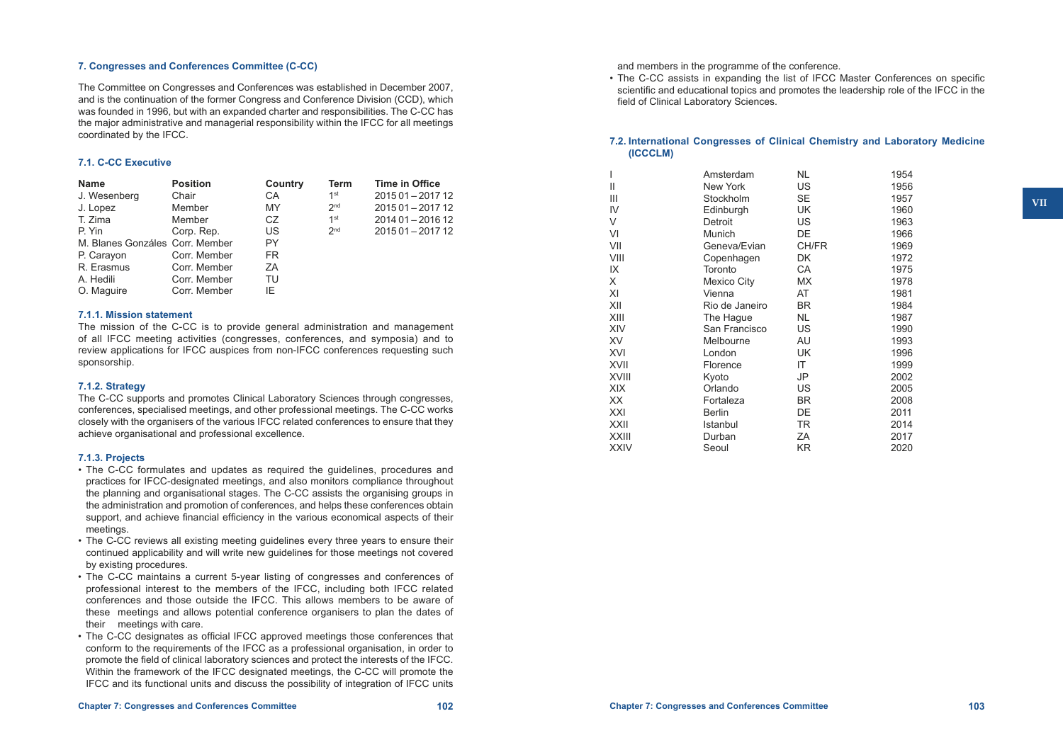## 7. Congresses and Conferences Committee (C-CC)

The Committee on Congresses and Conferences was established in December 2007, and is the continuation of the former Congress and Conference Division (CCD), which was founded in 1996, but with an expanded charter and responsibilities. The C-CC has the major administrative and managerial responsibility within the IFCC for all meetings coordinated by the IFCC.

### 7.1. C-CC Executive

| Name | Position | Country | Term | Time in Office |
|---|---|---|---|---|
| J. Wesenberg | Chair | CA | 1st | 2015 01 – 2017 12 |
| J. Lopez | Member | MY | 2nd | 2015 01 – 2017 12 |
| T. Zima | Member | CZ | 1st | 2014 01 – 2016 12 |
| P. Yin | Corp. Rep. | US | 2nd | 2015 01 – 2017 12 |
| M. Blanes Gonzáles | Corr. Member | PY | | |
| P. Carayon | Corr. Member | FR | | |
| R. Erasmus | Corr. Member | ZA | | |
| A. Hedili | Corr. Member | TU | | |
| O. Maguire | Corr. Member | IE | | |

#### 7.1.1. Mission statement

The mission of the C-CC is to provide general administration and management of all IFCC meeting activities (congresses, conferences, and symposia) and to review applications for IFCC auspices from non-IFCC conferences requesting such sponsorship.

#### 7.1.2. Strategy

The C-CC supports and promotes Clinical Laboratory Sciences through congresses, conferences, specialised meetings, and other professional meetings. The C-CC works closely with the organisers of the various IFCC related conferences to ensure that they achieve organisational and professional excellence.

#### 7.1.3. Projects

- The C-CC formulates and updates as required the guidelines, procedures and practices for IFCC-designated meetings, and also monitors compliance throughout the planning and organisational stages. The C-CC assists the organising groups in the administration and promotion of conferences, and helps these conferences obtain support, and achieve financial efficiency in the various economical aspects of their meetings.
- The C-CC reviews all existing meeting guidelines every three years to ensure their continued applicability and will write new guidelines for those meetings not covered by existing procedures.
- The C-CC maintains a current 5-year listing of congresses and conferences of professional interest to the members of the IFCC, including both IFCC related conferences and those outside the IFCC. This allows members to be aware of these meetings and allows potential conference organisers to plan the dates of their meetings with care.
- The C-CC designates as official IFCC approved meetings those conferences that conform to the requirements of the IFCC as a professional organisation, in order to promote the field of clinical laboratory sciences and protect the interests of the IFCC. Within the framework of the IFCC designated meetings, the C-CC will promote the IFCC and its functional units and discuss the possibility of integration of IFCC units and members in the programme of the conference.
- The C-CC assists in expanding the list of IFCC Master Conferences on specific scientific and educational topics and promotes the leadership role of the IFCC in the field of Clinical Laboratory Sciences.

### 7.2. International Congresses of Clinical Chemistry and Laboratory Medicine (ICCCLM)

| | | | |
|---|---|---|---|
| I | Amsterdam | NL | 1954 |
| II | New York | US | 1956 |
| III | Stockholm | SE | 1957 |
| IV | Edinburgh | UK | 1960 |
| V | Detroit | US | 1963 |
| VI | Munich | DE | 1966 |
| VII | Geneva/Evian | CH/FR | 1969 |
| VIII | Copenhagen | DK | 1972 |
| IX | Toronto | CA | 1975 |
| X | Mexico City | MX | 1978 |
| XI | Vienna | AT | 1981 |
| XII | Rio de Janeiro | BR | 1984 |
| XIII | The Hague | NL | 1987 |
| XIV | San Francisco | US | 1990 |
| XV | Melbourne | AU | 1993 |
| XVI | London | UK | 1996 |
| XVII | Florence | IT | 1999 |
| XVIII | Kyoto | JP | 2002 |
| XIX | Orlando | US | 2005 |
| XX | Fortaleza | BR | 2008 |
| XXI | Berlin | DE | 2011 |
| XXII | Istanbul | TR | 2014 |
| XXIII | Durban | ZA | 2017 |
| XXIV | Seoul | KR | 2020 |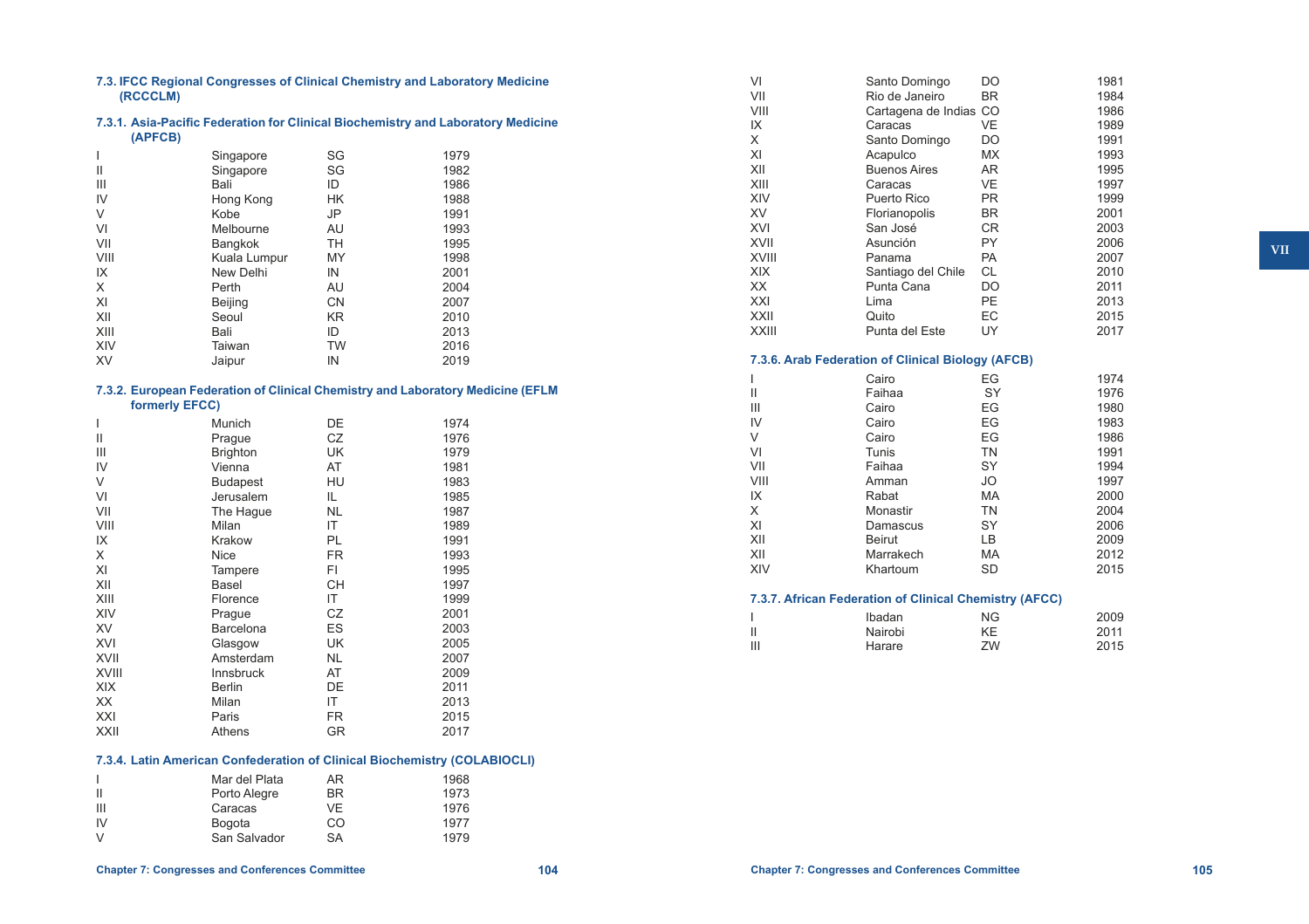## 7.3. IFCC Regional Congresses of Clinical Chemistry and Laboratory Medicine (RCCCLM)

### 7.3.1. Asia-Pacific Federation for Clinical Biochemistry and Laboratory Medicine (APFCB)

| | | | |
|---|---|---|---|
| I | Singapore | SG | 1979 |
| II | Singapore | SG | 1982 |
| III | Bali | ID | 1986 |
| IV | Hong Kong | HK | 1988 |
| V | Kobe | JP | 1991 |
| VI | Melbourne | AU | 1993 |
| VII | Bangkok | TH | 1995 |
| VIII | Kuala Lumpur | MY | 1998 |
| IX | New Delhi | IN | 2001 |
| X | Perth | AU | 2004 |
| XI | Beijing | CN | 2007 |
| XII | Seoul | KR | 2010 |
| XIII | Bali | ID | 2013 |
| XIV | Taiwan | TW | 2016 |
| XV | Jaipur | IN | 2019 |

### 7.3.2. European Federation of Clinical Chemistry and Laboratory Medicine (EFLM formerly EFCC)

| | | | |
|---|---|---|---|
| I | Munich | DE | 1974 |
| II | Prague | CZ | 1976 |
| III | Brighton | UK | 1979 |
| IV | Vienna | AT | 1981 |
| V | Budapest | HU | 1983 |
| VI | Jerusalem | IL | 1985 |
| VII | The Hague | NL | 1987 |
| VIII | Milan | IT | 1989 |
| IX | Krakow | PL | 1991 |
| X | Nice | FR | 1993 |
| XI | Tampere | FI | 1995 |
| XII | Basel | CH | 1997 |
| XIII | Florence | IT | 1999 |
| XIV | Prague | CZ | 2001 |
| XV | Barcelona | ES | 2003 |
| XVI | Glasgow | UK | 2005 |
| XVII | Amsterdam | NL | 2007 |
| XVIII | Innsbruck | AT | 2009 |
| XIX | Berlin | DE | 2011 |
| XX | Milan | IT | 2013 |
| XXI | Paris | FR | 2015 |
| XXII | Athens | GR | 2017 |

### 7.3.4. Latin American Confederation of Clinical Biochemistry (COLABIOCLI)

| | | | |
|---|---|---|---|
| I | Mar del Plata | AR | 1968 |
| II | Porto Alegre | BR | 1973 |
| III | Caracas | VE | 1976 |
| IV | Bogota | CO | 1977 |
| V | San Salvador | SA | 1979 |
| VI | Santo Domingo | DO | 1981 |
| VII | Rio de Janeiro | BR | 1984 |
| VIII | Cartagena de Indias | CO | 1986 |
| IX | Caracas | VE | 1989 |
| X | Santo Domingo | DO | 1991 |
| XI | Acapulco | MX | 1993 |
| XII | Buenos Aires | AR | 1995 |
| XIII | Caracas | VE | 1997 |
| XIV | Puerto Rico | PR | 1999 |
| XV | Florianopolis | BR | 2001 |
| XVI | San José | CR | 2003 |
| XVII | Asunción | PY | 2006 |
| XVIII | Panama | PA | 2007 |
| XIX | Santiago del Chile | CL | 2010 |
| XX | Punta Cana | DO | 2011 |
| XXI | Lima | PE | 2013 |
| XXII | Quito | EC | 2015 |
| XXIII | Punta del Este | UY | 2017 |

### 7.3.6. Arab Federation of Clinical Biology (AFCB)

| | | | |
|---|---|---|---|
| I | Cairo | EG | 1974 |
| II | Faihaa | SY | 1976 |
| III | Cairo | EG | 1980 |
| IV | Cairo | EG | 1983 |
| V | Cairo | EG | 1986 |
| VI | Tunis | TN | 1991 |
| VII | Faihaa | SY | 1994 |
| VIII | Amman | JO | 1997 |
| IX | Rabat | MA | 2000 |
| X | Monastir | TN | 2004 |
| XI | Damascus | SY | 2006 |
| XII | Beirut | LB | 2009 |
| XII | Marrakech | MA | 2012 |
| XIV | Khartoum | SD | 2015 |

### 7.3.7. African Federation of Clinical Chemistry (AFCC)

| | | | |
|---|---|---|---|
| I | Ibadan | NG | 2009 |
| II | Nairobi | KE | 2011 |
| III | Harare | ZW | 2015 |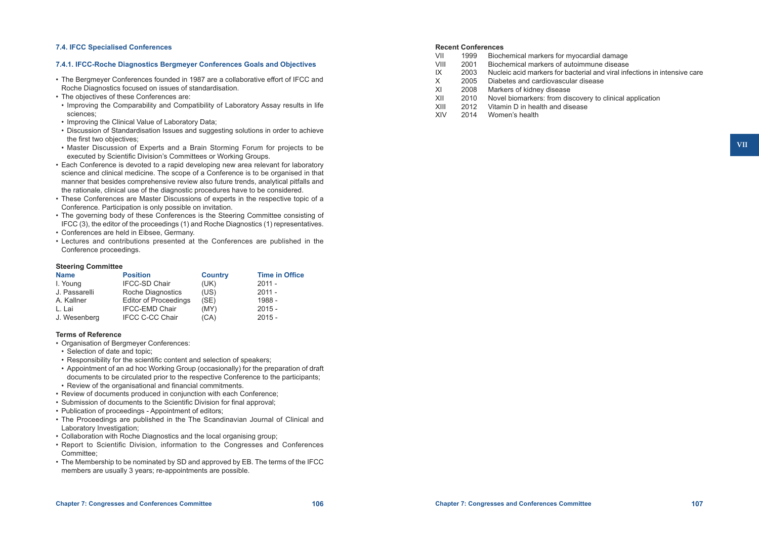### 7.4. IFCC Specialised Conferences

#### 7.4.1. IFCC-Roche Diagnostics Bergmeyer Conferences Goals and Objectives

- The Bergmeyer Conferences founded in 1987 are a collaborative effort of IFCC and Roche Diagnostics focused on issues of standardisation.
- The objectives of these Conferences are:
  - Improving the Comparability and Compatibility of Laboratory Assay results in life sciences;
  - Improving the Clinical Value of Laboratory Data;
  - Discussion of Standardisation Issues and suggesting solutions in order to achieve the first two objectives;
  - Master Discussion of Experts and a Brain Storming Forum for projects to be executed by Scientific Division's Committees or Working Groups.
- Each Conference is devoted to a rapid developing new area relevant for laboratory science and clinical medicine. The scope of a Conference is to be organised in that manner that besides comprehensive review also future trends, analytical pitfalls and the rationale, clinical use of the diagnostic procedures have to be considered.
- These Conferences are Master Discussions of experts in the respective topic of a Conference. Participation is only possible on invitation.
- The governing body of these Conferences is the Steering Committee consisting of IFCC (3), the editor of the proceedings (1) and Roche Diagnostics (1) representatives.
- Conferences are held in Eibsee, Germany.
- Lectures and contributions presented at the Conferences are published in the Conference proceedings.

**Steering Committee**

| Name | Position | Country | Time in Office |
|---|---|---|---|
| I. Young | IFCC-SD Chair | (UK) | 2011 - |
| J. Passarelli | Roche Diagnostics | (US) | 2011 - |
| A. Kallner | Editor of Proceedings | (SE) | 1988 - |
| L. Lai | IFCC-EMD Chair | (MY) | 2015 - |
| J. Wesenberg | IFCC C-CC Chair | (CA) | 2015 - |

**Terms of Reference**

- Organisation of Bergmeyer Conferences:
  - Selection of date and topic;
  - Responsibility for the scientific content and selection of speakers;
  - Appointment of an ad hoc Working Group (occasionally) for the preparation of draft documents to be circulated prior to the respective Conference to the participants;
  - Review of the organisational and financial commitments.
- Review of documents produced in conjunction with each Conference;
- Submission of documents to the Scientific Division for final approval;
- Publication of proceedings - Appointment of editors;
- The Proceedings are published in the The Scandinavian Journal of Clinical and Laboratory Investigation;
- Collaboration with Roche Diagnostics and the local organising group;
- Report to Scientific Division, information to the Congresses and Conferences Committee;
- The Membership to be nominated by SD and approved by EB. The terms of the IFCC members are usually 3 years; re-appointments are possible.

**Recent Conferences**

| | | |
|---|---|---|
| VII | 1999 | Biochemical markers for myocardial damage |
| VIII | 2001 | Biochemical markers of autoimmune disease |
| IX | 2003 | Nucleic acid markers for bacterial and viral infections in intensive care |
| X | 2005 | Diabetes and cardiovascular disease |
| XI | 2008 | Markers of kidney disease |
| XII | 2010 | Novel biomarkers: from discovery to clinical application |
| XIII | 2012 | Vitamin D in health and disease |
| XIV | 2014 | Women's health |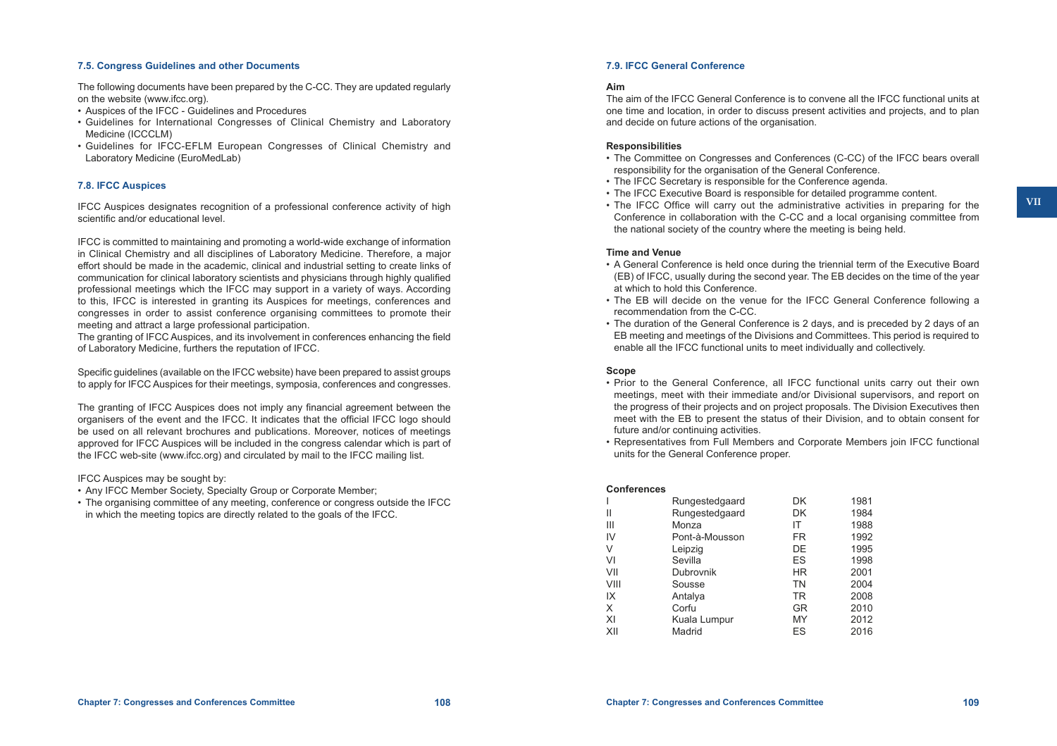### 7.5. Congress Guidelines and other Documents

The following documents have been prepared by the C-CC. They are updated regularly on the website (www.ifcc.org).

- Auspices of the IFCC - Guidelines and Procedures
- Guidelines for International Congresses of Clinical Chemistry and Laboratory Medicine (ICCCLM)
- Guidelines for IFCC-EFLM European Congresses of Clinical Chemistry and Laboratory Medicine (EuroMedLab)

### 7.8. IFCC Auspices

IFCC Auspices designates recognition of a professional conference activity of high scientific and/or educational level.

IFCC is committed to maintaining and promoting a world-wide exchange of information in Clinical Chemistry and all disciplines of Laboratory Medicine. Therefore, a major effort should be made in the academic, clinical and industrial setting to create links of communication for clinical laboratory scientists and physicians through highly qualified professional meetings which the IFCC may support in a variety of ways. According to this, IFCC is interested in granting its Auspices for meetings, conferences and congresses in order to assist conference organising committees to promote their meeting and attract a large professional participation.
The granting of IFCC Auspices, and its involvement in conferences enhancing the field of Laboratory Medicine, furthers the reputation of IFCC.

Specific guidelines (available on the IFCC website) have been prepared to assist groups to apply for IFCC Auspices for their meetings, symposia, conferences and congresses.

The granting of IFCC Auspices does not imply any financial agreement between the organisers of the event and the IFCC. It indicates that the official IFCC logo should be used on all relevant brochures and publications. Moreover, notices of meetings approved for IFCC Auspices will be included in the congress calendar which is part of the IFCC web-site (www.ifcc.org) and circulated by mail to the IFCC mailing list.

IFCC Auspices may be sought by:

- Any IFCC Member Society, Specialty Group or Corporate Member;
- The organising committee of any meeting, conference or congress outside the IFCC in which the meeting topics are directly related to the goals of the IFCC.

### 7.9. IFCC General Conference

**Aim**

The aim of the IFCC General Conference is to convene all the IFCC functional units at one time and location, in order to discuss present activities and projects, and to plan and decide on future actions of the organisation.

**Responsibilities**

- The Committee on Congresses and Conferences (C-CC) of the IFCC bears overall responsibility for the organisation of the General Conference.
- The IFCC Secretary is responsible for the Conference agenda.
- The IFCC Executive Board is responsible for detailed programme content.
- The IFCC Office will carry out the administrative activities in preparing for the Conference in collaboration with the C-CC and a local organising committee from the national society of the country where the meeting is being held.

**Time and Venue**

- A General Conference is held once during the triennial term of the Executive Board (EB) of IFCC, usually during the second year. The EB decides on the time of the year at which to hold this Conference.
- The EB will decide on the venue for the IFCC General Conference following a recommendation from the C-CC.
- The duration of the General Conference is 2 days, and is preceded by 2 days of an EB meeting and meetings of the Divisions and Committees. This period is required to enable all the IFCC functional units to meet individually and collectively.

**Scope**

- Prior to the General Conference, all IFCC functional units carry out their own meetings, meet with their immediate and/or Divisional supervisors, and report on the progress of their projects and on project proposals. The Division Executives then meet with the EB to present the status of their Division, and to obtain consent for future and/or continuing activities.
- Representatives from Full Members and Corporate Members join IFCC functional units for the General Conference proper.

**Conferences**

| | | | |
|---|---|---|---|
| I | Rungestedgaard | DK | 1981 |
| II | Rungestedgaard | DK | 1984 |
| III | Monza | IT | 1988 |
| IV | Pont-à-Mousson | FR | 1992 |
| V | Leipzig | DE | 1995 |
| VI | Sevilla | ES | 1998 |
| VII | Dubrovnik | HR | 2001 |
| VIII | Sousse | TN | 2004 |
| IX | Antalya | TR | 2008 |
| X | Corfu | GR | 2010 |
| XI | Kuala Lumpur | MY | 2012 |
| XII | Madrid | ES | 2016 |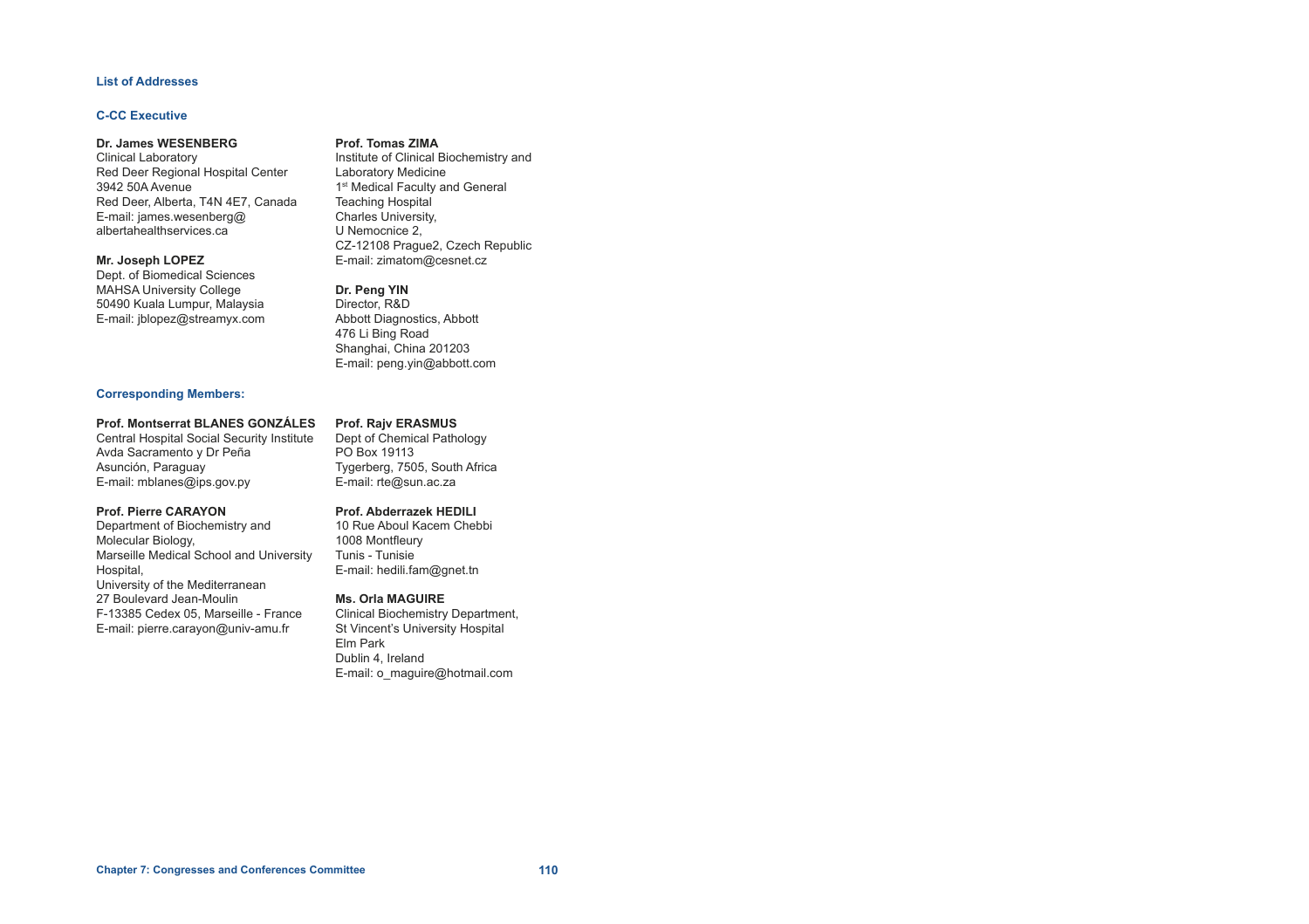## List of Addresses

### C-CC Executive

**Dr. James WESENBERG**
Clinical Laboratory
Red Deer Regional Hospital Center
3942 50A Avenue
Red Deer, Alberta, T4N 4E7, Canada
E-mail: james.wesenberg@albertahealthservices.ca

**Mr. Joseph LOPEZ**
Dept. of Biomedical Sciences
MAHSA University College
50490 Kuala Lumpur, Malaysia
E-mail: jblopez@streamyx.com

**Prof. Tomas ZIMA**
Institute of Clinical Biochemistry and Laboratory Medicine
1st Medical Faculty and General Teaching Hospital
Charles University,
U Nemocnice 2,
CZ-12108 Prague2, Czech Republic
E-mail: zimatom@cesnet.cz

**Dr. Peng YIN**
Director, R&D
Abbott Diagnostics, Abbott
476 Li Bing Road
Shanghai, China 201203
E-mail: peng.yin@abbott.com

### Corresponding Members:

**Prof. Montserrat BLANES GONZÁLES**
Central Hospital Social Security Institute
Avda Sacramento y Dr Peña
Asunción, Paraguay
E-mail: mblanes@ips.gov.py

**Prof. Pierre CARAYON**
Department of Biochemistry and Molecular Biology,
Marseille Medical School and University Hospital,
University of the Mediterranean
27 Boulevard Jean-Moulin
F-13385 Cedex 05, Marseille - France
E-mail: pierre.carayon@univ-amu.fr

**Prof. Rajv ERASMUS**
Dept of Chemical Pathology
PO Box 19113
Tygerberg, 7505, South Africa
E-mail: rte@sun.ac.za

**Prof. Abderrazek HEDILI**
10 Rue Aboul Kacem Chebbi
1008 Montfleury
Tunis - Tunisie
E-mail: hedili.fam@gnet.tn

**Ms. Orla MAGUIRE**
Clinical Biochemistry Department,
St Vincent's University Hospital
Elm Park
Dublin 4, Ireland
E-mail: o_maguire@hotmail.com